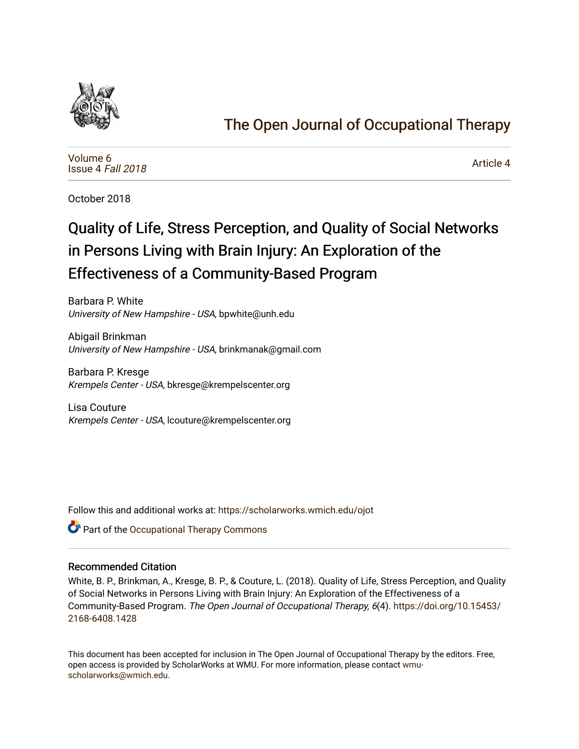# The Open Journal of Occupational Therapy

Volume 6
Issue 4 *Fall 2018*

Article 4

October 2018

# Quality of Life, Stress Perception, and Quality of Social Networks in Persons Living with Brain Injury: An Exploration of the Effectiveness of a Community-Based Program

Barbara P. White
*University of New Hampshire - USA*, bpwhite@unh.edu

Abigail Brinkman
*University of New Hampshire - USA*, brinkmanak@gmail.com

Barbara P. Kresge
*Krempels Center - USA*, bkresge@krempelscenter.org

Lisa Couture
*Krempels Center - USA*, lcouture@krempelscenter.org

Follow this and additional works at: https://scholarworks.wmich.edu/ojot

Part of the Occupational Therapy Commons

## Recommended Citation

White, B. P., Brinkman, A., Kresge, B. P., & Couture, L. (2018). Quality of Life, Stress Perception, and Quality of Social Networks in Persons Living with Brain Injury: An Exploration of the Effectiveness of a Community-Based Program. *The Open Journal of Occupational Therapy, 6*(4). https://doi.org/10.15453/2168-6408.1428

This document has been accepted for inclusion in The Open Journal of Occupational Therapy by the editors. Free, open access is provided by ScholarWorks at WMU. For more information, please contact wmu-scholarworks@wmich.edu.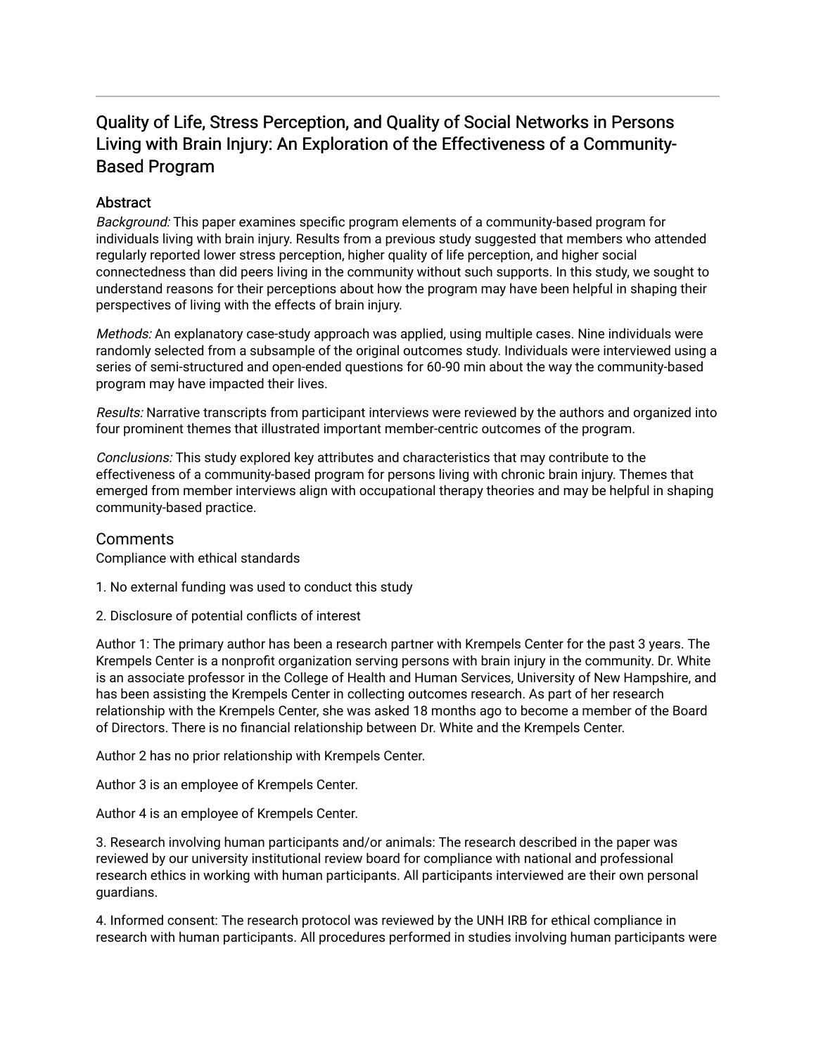# Quality of Life, Stress Perception, and Quality of Social Networks in Persons Living with Brain Injury: An Exploration of the Effectiveness of a Community-Based Program

## Abstract

*Background:* This paper examines specific program elements of a community-based program for individuals living with brain injury. Results from a previous study suggested that members who attended regularly reported lower stress perception, higher quality of life perception, and higher social connectedness than did peers living in the community without such supports. In this study, we sought to understand reasons for their perceptions about how the program may have been helpful in shaping their perspectives of living with the effects of brain injury.

*Methods:* An explanatory case-study approach was applied, using multiple cases. Nine individuals were randomly selected from a subsample of the original outcomes study. Individuals were interviewed using a series of semi-structured and open-ended questions for 60-90 min about the way the community-based program may have impacted their lives.

*Results:* Narrative transcripts from participant interviews were reviewed by the authors and organized into four prominent themes that illustrated important member-centric outcomes of the program.

*Conclusions:* This study explored key attributes and characteristics that may contribute to the effectiveness of a community-based program for persons living with chronic brain injury. Themes that emerged from member interviews align with occupational therapy theories and may be helpful in shaping community-based practice.

## Comments

Compliance with ethical standards

1. No external funding was used to conduct this study

2. Disclosure of potential conflicts of interest

Author 1: The primary author has been a research partner with Krempels Center for the past 3 years. The Krempels Center is a nonprofit organization serving persons with brain injury in the community. Dr. White is an associate professor in the College of Health and Human Services, University of New Hampshire, and has been assisting the Krempels Center in collecting outcomes research. As part of her research relationship with the Krempels Center, she was asked 18 months ago to become a member of the Board of Directors. There is no financial relationship between Dr. White and the Krempels Center.

Author 2 has no prior relationship with Krempels Center.

Author 3 is an employee of Krempels Center.

Author 4 is an employee of Krempels Center.

3. Research involving human participants and/or animals: The research described in the paper was reviewed by our university institutional review board for compliance with national and professional research ethics in working with human participants. All participants interviewed are their own personal guardians.

4. Informed consent: The research protocol was reviewed by the UNH IRB for ethical compliance in research with human participants. All procedures performed in studies involving human participants were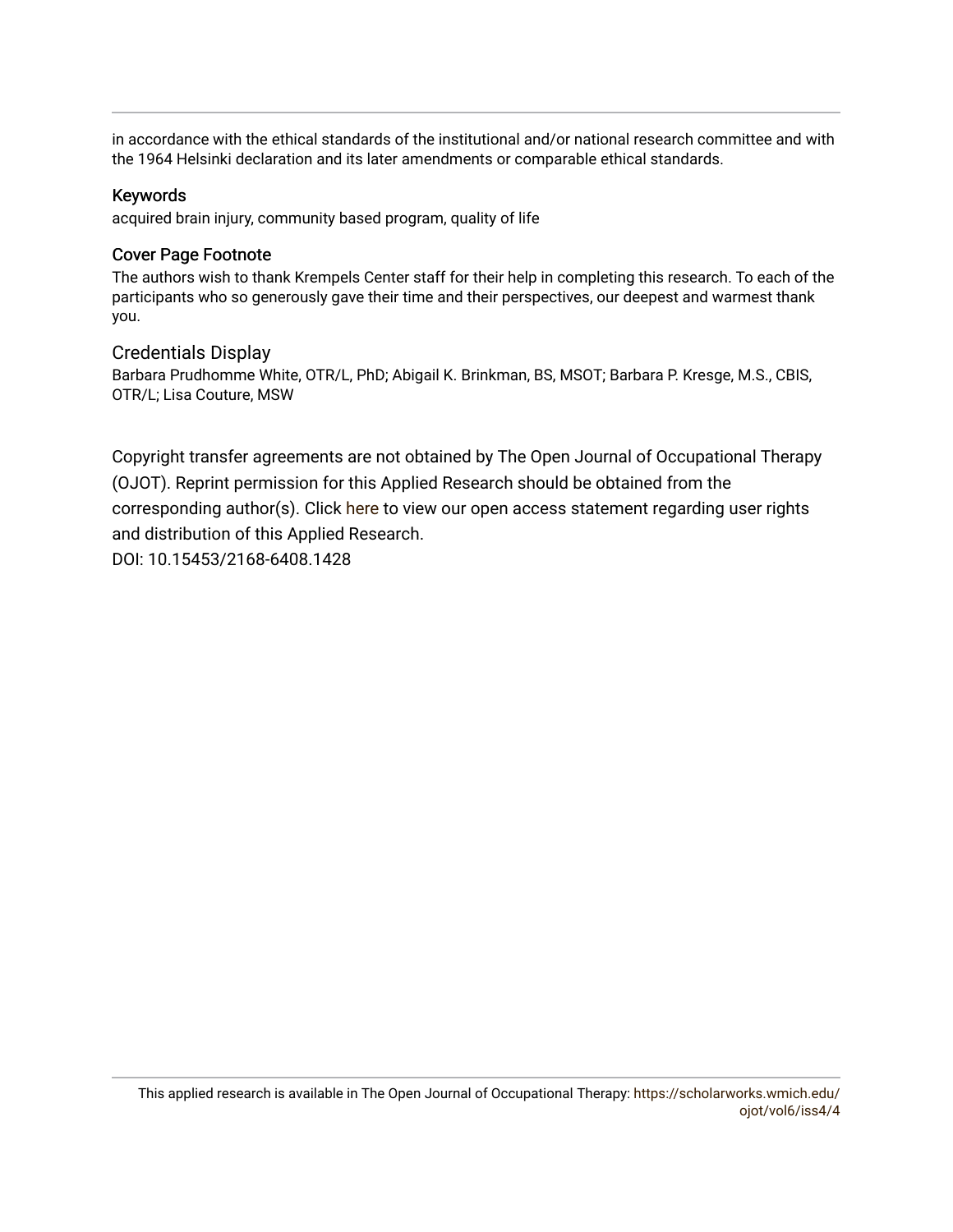in accordance with the ethical standards of the institutional and/or national research committee and with the 1964 Helsinki declaration and its later amendments or comparable ethical standards.

### Keywords

acquired brain injury, community based program, quality of life

### Cover Page Footnote

The authors wish to thank Krempels Center staff for their help in completing this research. To each of the participants who so generously gave their time and their perspectives, our deepest and warmest thank you.

### Credentials Display

Barbara Prudhomme White, OTR/L, PhD; Abigail K. Brinkman, BS, MSOT; Barbara P. Kresge, M.S., CBIS, OTR/L; Lisa Couture, MSW

Copyright transfer agreements are not obtained by The Open Journal of Occupational Therapy (OJOT). Reprint permission for this Applied Research should be obtained from the corresponding author(s). Click here to view our open access statement regarding user rights and distribution of this Applied Research.

DOI: 10.15453/2168-6408.1428

This applied research is available in The Open Journal of Occupational Therapy: https://scholarworks.wmich.edu/ojot/vol6/iss4/4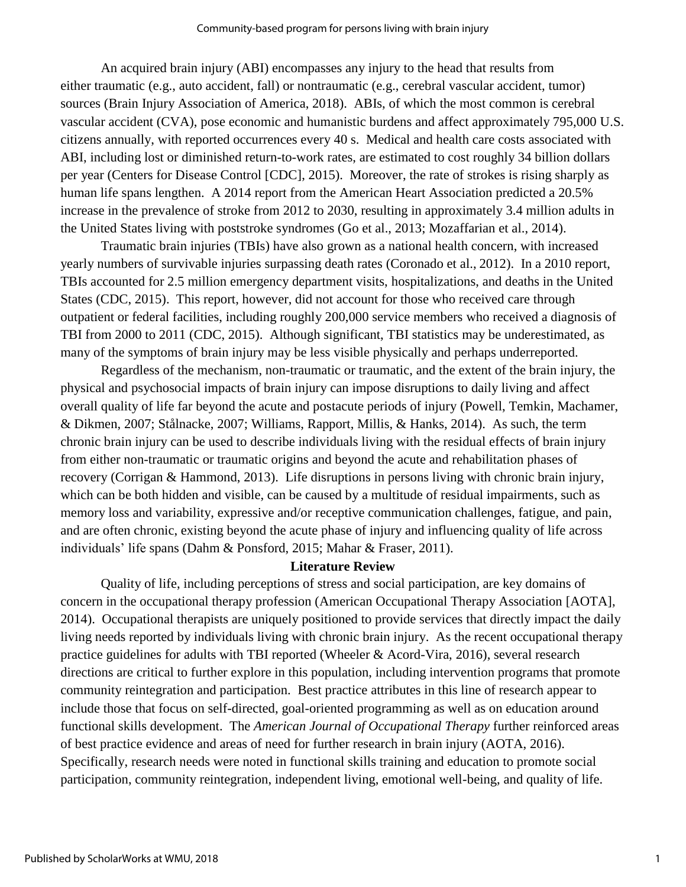An acquired brain injury (ABI) encompasses any injury to the head that results from either traumatic (e.g., auto accident, fall) or nontraumatic (e.g., cerebral vascular accident, tumor) sources (Brain Injury Association of America, 2018). ABIs, of which the most common is cerebral vascular accident (CVA), pose economic and humanistic burdens and affect approximately 795,000 U.S. citizens annually, with reported occurrences every 40 s. Medical and health care costs associated with ABI, including lost or diminished return-to-work rates, are estimated to cost roughly 34 billion dollars per year (Centers for Disease Control [CDC], 2015). Moreover, the rate of strokes is rising sharply as human life spans lengthen. A 2014 report from the American Heart Association predicted a 20.5% increase in the prevalence of stroke from 2012 to 2030, resulting in approximately 3.4 million adults in the United States living with poststroke syndromes (Go et al., 2013; Mozaffarian et al., 2014).

Traumatic brain injuries (TBIs) have also grown as a national health concern, with increased yearly numbers of survivable injuries surpassing death rates (Coronado et al., 2012). In a 2010 report, TBIs accounted for 2.5 million emergency department visits, hospitalizations, and deaths in the United States (CDC, 2015). This report, however, did not account for those who received care through outpatient or federal facilities, including roughly 200,000 service members who received a diagnosis of TBI from 2000 to 2011 (CDC, 2015). Although significant, TBI statistics may be underestimated, as many of the symptoms of brain injury may be less visible physically and perhaps underreported.

Regardless of the mechanism, non-traumatic or traumatic, and the extent of the brain injury, the physical and psychosocial impacts of brain injury can impose disruptions to daily living and affect overall quality of life far beyond the acute and postacute periods of injury (Powell, Temkin, Machamer, & Dikmen, 2007; Stålnacke, 2007; Williams, Rapport, Millis, & Hanks, 2014). As such, the term chronic brain injury can be used to describe individuals living with the residual effects of brain injury from either non-traumatic or traumatic origins and beyond the acute and rehabilitation phases of recovery (Corrigan & Hammond, 2013). Life disruptions in persons living with chronic brain injury, which can be both hidden and visible, can be caused by a multitude of residual impairments, such as memory loss and variability, expressive and/or receptive communication challenges, fatigue, and pain, and are often chronic, existing beyond the acute phase of injury and influencing quality of life across individuals' life spans (Dahm & Ponsford, 2015; Mahar & Fraser, 2011).

## Literature Review

Quality of life, including perceptions of stress and social participation, are key domains of concern in the occupational therapy profession (American Occupational Therapy Association [AOTA], 2014). Occupational therapists are uniquely positioned to provide services that directly impact the daily living needs reported by individuals living with chronic brain injury. As the recent occupational therapy practice guidelines for adults with TBI reported (Wheeler & Acord-Vira, 2016), several research directions are critical to further explore in this population, including intervention programs that promote community reintegration and participation. Best practice attributes in this line of research appear to include those that focus on self-directed, goal-oriented programming as well as on education around functional skills development. The *American Journal of Occupational Therapy* further reinforced areas of best practice evidence and areas of need for further research in brain injury (AOTA, 2016). Specifically, research needs were noted in functional skills training and education to promote social participation, community reintegration, independent living, emotional well-being, and quality of life.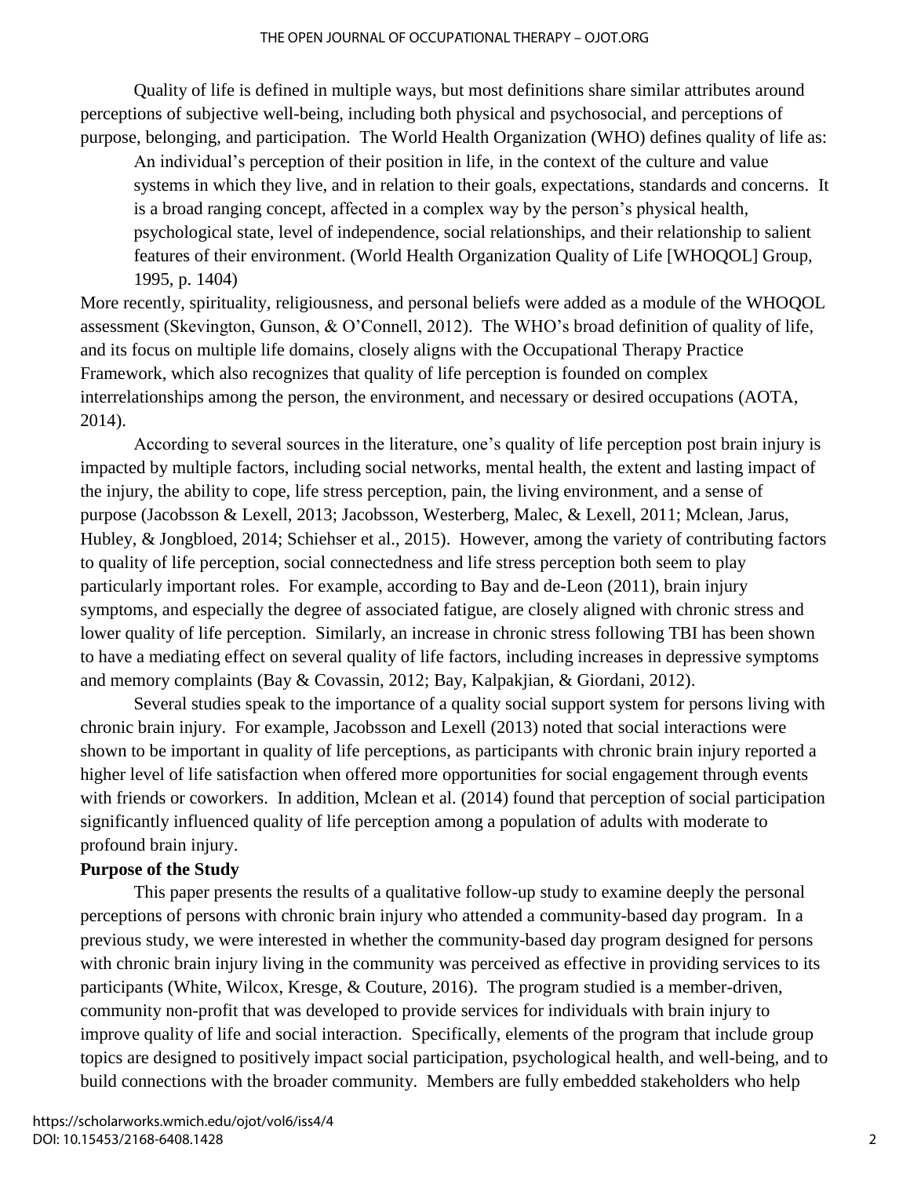Quality of life is defined in multiple ways, but most definitions share similar attributes around perceptions of subjective well-being, including both physical and psychosocial, and perceptions of purpose, belonging, and participation. The World Health Organization (WHO) defines quality of life as:

> An individual's perception of their position in life, in the context of the culture and value systems in which they live, and in relation to their goals, expectations, standards and concerns. It is a broad ranging concept, affected in a complex way by the person's physical health, psychological state, level of independence, social relationships, and their relationship to salient features of their environment. (World Health Organization Quality of Life [WHOQOL] Group, 1995, p. 1404)

More recently, spirituality, religiousness, and personal beliefs were added as a module of the WHOQOL assessment (Skevington, Gunson, & O'Connell, 2012). The WHO's broad definition of quality of life, and its focus on multiple life domains, closely aligns with the Occupational Therapy Practice Framework, which also recognizes that quality of life perception is founded on complex interrelationships among the person, the environment, and necessary or desired occupations (AOTA, 2014).

According to several sources in the literature, one's quality of life perception post brain injury is impacted by multiple factors, including social networks, mental health, the extent and lasting impact of the injury, the ability to cope, life stress perception, pain, the living environment, and a sense of purpose (Jacobsson & Lexell, 2013; Jacobsson, Westerberg, Malec, & Lexell, 2011; Mclean, Jarus, Hubley, & Jongbloed, 2014; Schiehser et al., 2015). However, among the variety of contributing factors to quality of life perception, social connectedness and life stress perception both seem to play particularly important roles. For example, according to Bay and de-Leon (2011), brain injury symptoms, and especially the degree of associated fatigue, are closely aligned with chronic stress and lower quality of life perception. Similarly, an increase in chronic stress following TBI has been shown to have a mediating effect on several quality of life factors, including increases in depressive symptoms and memory complaints (Bay & Covassin, 2012; Bay, Kalpakjian, & Giordani, 2012).

Several studies speak to the importance of a quality social support system for persons living with chronic brain injury. For example, Jacobsson and Lexell (2013) noted that social interactions were shown to be important in quality of life perceptions, as participants with chronic brain injury reported a higher level of life satisfaction when offered more opportunities for social engagement through events with friends or coworkers. In addition, Mclean et al. (2014) found that perception of social participation significantly influenced quality of life perception among a population of adults with moderate to profound brain injury.

## Purpose of the Study

This paper presents the results of a qualitative follow-up study to examine deeply the personal perceptions of persons with chronic brain injury who attended a community-based day program. In a previous study, we were interested in whether the community-based day program designed for persons with chronic brain injury living in the community was perceived as effective in providing services to its participants (White, Wilcox, Kresge, & Couture, 2016). The program studied is a member-driven, community non-profit that was developed to provide services for individuals with brain injury to improve quality of life and social interaction. Specifically, elements of the program that include group topics are designed to positively impact social participation, psychological health, and well-being, and to build connections with the broader community. Members are fully embedded stakeholders who help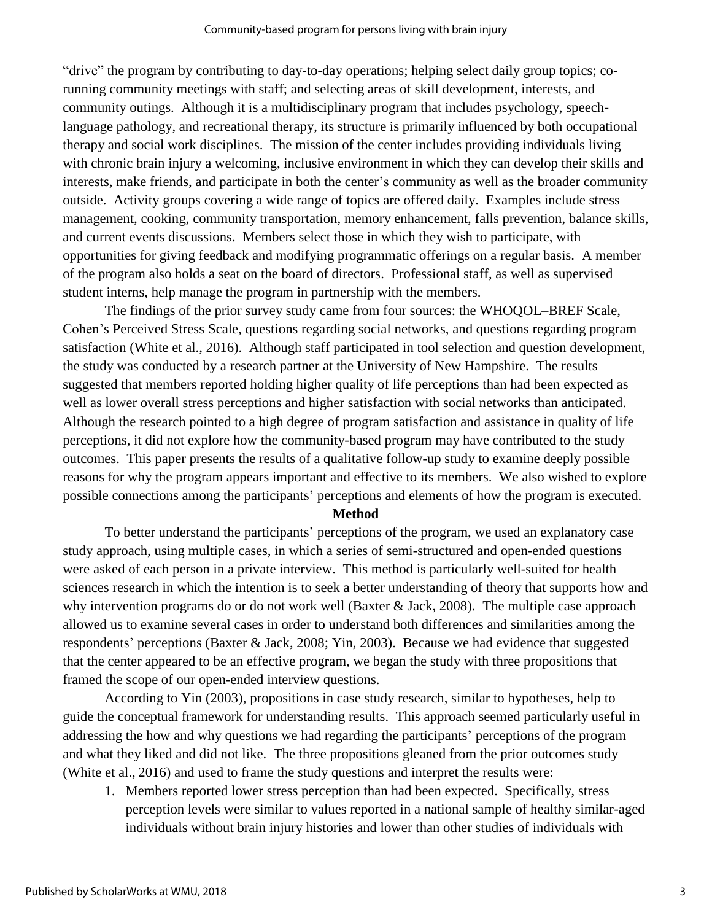"drive" the program by contributing to day-to-day operations; helping select daily group topics; co-running community meetings with staff; and selecting areas of skill development, interests, and community outings. Although it is a multidisciplinary program that includes psychology, speech-language pathology, and recreational therapy, its structure is primarily influenced by both occupational therapy and social work disciplines. The mission of the center includes providing individuals living with chronic brain injury a welcoming, inclusive environment in which they can develop their skills and interests, make friends, and participate in both the center's community as well as the broader community outside. Activity groups covering a wide range of topics are offered daily. Examples include stress management, cooking, community transportation, memory enhancement, falls prevention, balance skills, and current events discussions. Members select those in which they wish to participate, with opportunities for giving feedback and modifying programmatic offerings on a regular basis. A member of the program also holds a seat on the board of directors. Professional staff, as well as supervised student interns, help manage the program in partnership with the members.

The findings of the prior survey study came from four sources: the WHOQOL–BREF Scale, Cohen's Perceived Stress Scale, questions regarding social networks, and questions regarding program satisfaction (White et al., 2016). Although staff participated in tool selection and question development, the study was conducted by a research partner at the University of New Hampshire. The results suggested that members reported holding higher quality of life perceptions than had been expected as well as lower overall stress perceptions and higher satisfaction with social networks than anticipated. Although the research pointed to a high degree of program satisfaction and assistance in quality of life perceptions, it did not explore how the community-based program may have contributed to the study outcomes. This paper presents the results of a qualitative follow-up study to examine deeply possible reasons for why the program appears important and effective to its members. We also wished to explore possible connections among the participants' perceptions and elements of how the program is executed.

## Method

To better understand the participants' perceptions of the program, we used an explanatory case study approach, using multiple cases, in which a series of semi-structured and open-ended questions were asked of each person in a private interview. This method is particularly well-suited for health sciences research in which the intention is to seek a better understanding of theory that supports how and why intervention programs do or do not work well (Baxter & Jack, 2008). The multiple case approach allowed us to examine several cases in order to understand both differences and similarities among the respondents' perceptions (Baxter & Jack, 2008; Yin, 2003). Because we had evidence that suggested that the center appeared to be an effective program, we began the study with three propositions that framed the scope of our open-ended interview questions.

According to Yin (2003), propositions in case study research, similar to hypotheses, help to guide the conceptual framework for understanding results. This approach seemed particularly useful in addressing the how and why questions we had regarding the participants' perceptions of the program and what they liked and did not like. The three propositions gleaned from the prior outcomes study (White et al., 2016) and used to frame the study questions and interpret the results were:

1. Members reported lower stress perception than had been expected. Specifically, stress perception levels were similar to values reported in a national sample of healthy similar-aged individuals without brain injury histories and lower than other studies of individuals with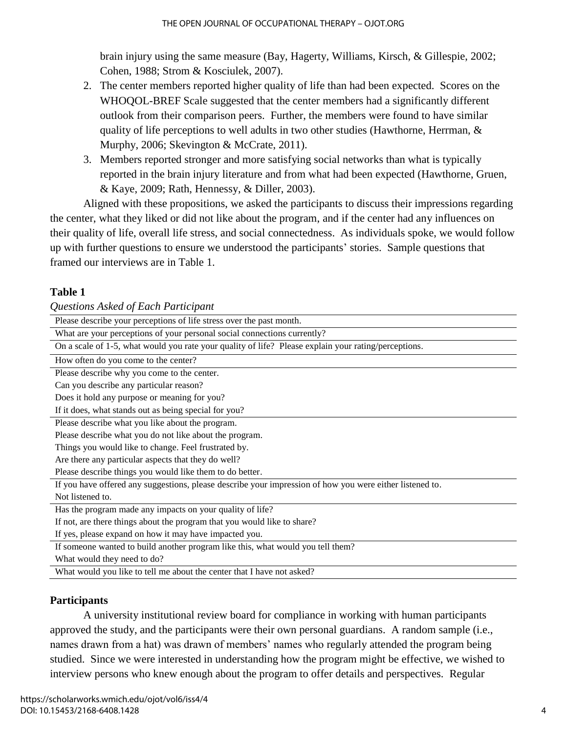brain injury using the same measure (Bay, Hagerty, Williams, Kirsch, & Gillespie, 2002; Cohen, 1988; Strom & Kosciulek, 2007).

2. The center members reported higher quality of life than had been expected. Scores on the WHOQOL-BREF Scale suggested that the center members had a significantly different outlook from their comparison peers. Further, the members were found to have similar quality of life perceptions to well adults in two other studies (Hawthorne, Herrman, & Murphy, 2006; Skevington & McCrate, 2011).
3. Members reported stronger and more satisfying social networks than what is typically reported in the brain injury literature and from what had been expected (Hawthorne, Gruen, & Kaye, 2009; Rath, Hennessy, & Diller, 2003).

Aligned with these propositions, we asked the participants to discuss their impressions regarding the center, what they liked or did not like about the program, and if the center had any influences on their quality of life, overall life stress, and social connectedness. As individuals spoke, we would follow up with further questions to ensure we understood the participants' stories. Sample questions that framed our interviews are in Table 1.

**Table 1**

*Questions Asked of Each Participant*

| Questions |
|---|
| Please describe your perceptions of life stress over the past month. |
| What are your perceptions of your personal social connections currently? |
| On a scale of 1-5, what would you rate your quality of life? Please explain your rating/perceptions. |
| How often do you come to the center? |
| Please describe why you come to the center.<br>Can you describe any particular reason?<br>Does it hold any purpose or meaning for you?<br>If it does, what stands out as being special for you? |
| Please describe what you like about the program.<br>Please describe what you do not like about the program.<br>Things you would like to change. Feel frustrated by.<br>Are there any particular aspects that they do well?<br>Please describe things you would like them to do better. |
| If you have offered any suggestions, please describe your impression of how you were either listened to.<br>Not listened to. |
| Has the program made any impacts on your quality of life?<br>If not, are there things about the program that you would like to share?<br>If yes, please expand on how it may have impacted you. |
| If someone wanted to build another program like this, what would you tell them?<br>What would they need to do? |
| What would you like to tell me about the center that I have not asked? |

## Participants

A university institutional review board for compliance in working with human participants approved the study, and the participants were their own personal guardians. A random sample (i.e., names drawn from a hat) was drawn of members' names who regularly attended the program being studied. Since we were interested in understanding how the program might be effective, we wished to interview persons who knew enough about the program to offer details and perspectives. Regular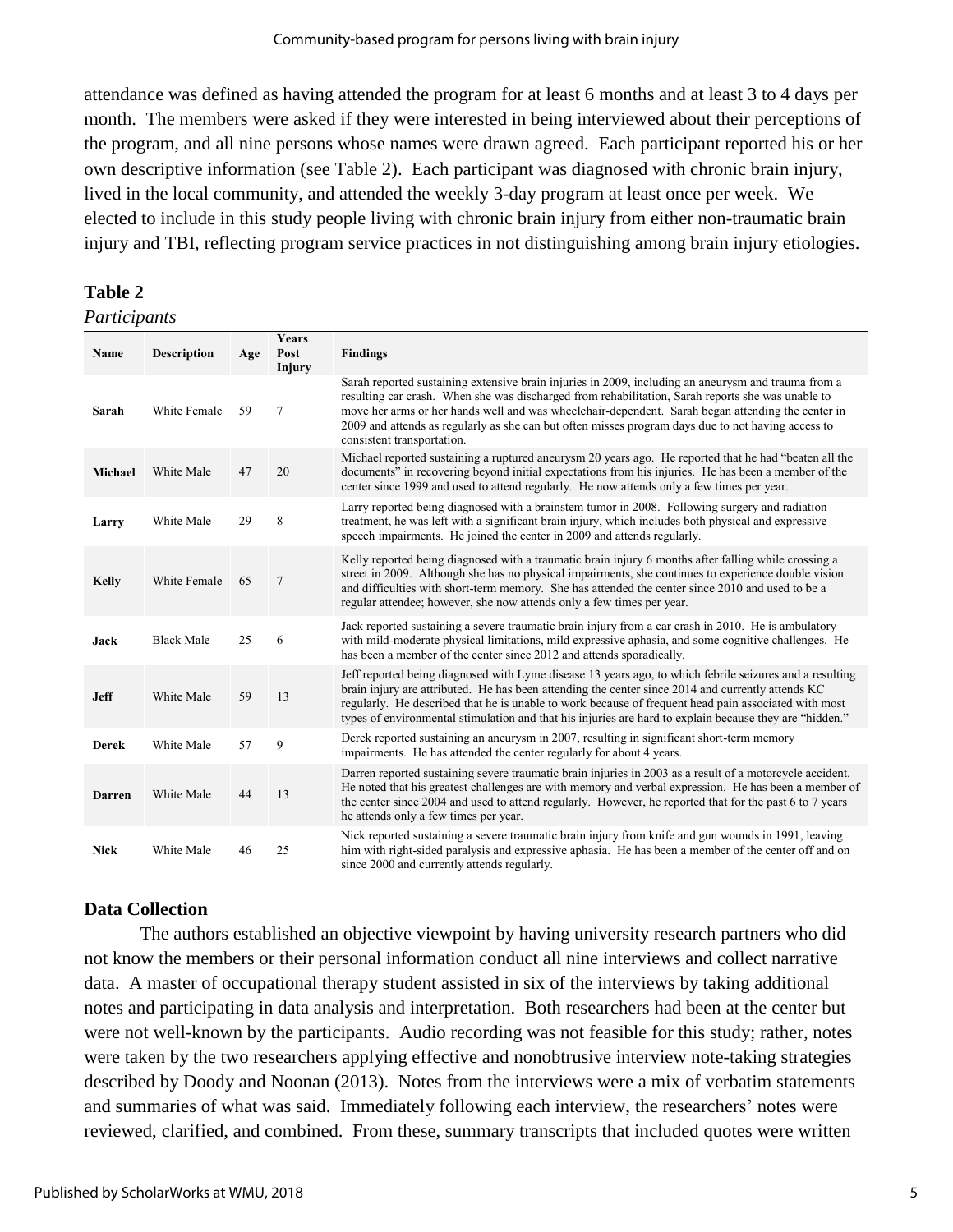attendance was defined as having attended the program for at least 6 months and at least 3 to 4 days per month. The members were asked if they were interested in being interviewed about their perceptions of the program, and all nine persons whose names were drawn agreed. Each participant reported his or her own descriptive information (see Table 2). Each participant was diagnosed with chronic brain injury, lived in the local community, and attended the weekly 3-day program at least once per week. We elected to include in this study people living with chronic brain injury from either non-traumatic brain injury and TBI, reflecting program service practices in not distinguishing among brain injury etiologies.

**Table 2**

*Participants*

| Name | Description | Age | Years Post Injury | Findings |
|---|---|---|---|---|
| **Sarah** | White Female | 59 | 7 | Sarah reported sustaining extensive brain injuries in 2009, including an aneurysm and trauma from a resulting car crash. When she was discharged from rehabilitation, Sarah reports she was unable to move her arms or her hands well and was wheelchair-dependent. Sarah began attending the center in 2009 and attends as regularly as she can but often misses program days due to not having access to consistent transportation. |
| **Michael** | White Male | 47 | 20 | Michael reported sustaining a ruptured aneurysm 20 years ago. He reported that he had "beaten all the documents" in recovering beyond initial expectations from his injuries. He has been a member of the center since 1999 and used to attend regularly. He now attends only a few times per year. |
| **Larry** | White Male | 29 | 8 | Larry reported being diagnosed with a brainstem tumor in 2008. Following surgery and radiation treatment, he was left with a significant brain injury, which includes both physical and expressive speech impairments. He joined the center in 2009 and attends regularly. |
| **Kelly** | White Female | 65 | 7 | Kelly reported being diagnosed with a traumatic brain injury 6 months after falling while crossing a street in 2009. Although she has no physical impairments, she continues to experience double vision and difficulties with short-term memory. She has attended the center since 2010 and used to be a regular attendee; however, she now attends only a few times per year. |
| **Jack** | Black Male | 25 | 6 | Jack reported sustaining a severe traumatic brain injury from a car crash in 2010. He is ambulatory with mild-moderate physical limitations, mild expressive aphasia, and some cognitive challenges. He has been a member of the center since 2012 and attends sporadically. |
| **Jeff** | White Male | 59 | 13 | Jeff reported being diagnosed with Lyme disease 13 years ago, to which febrile seizures and a resulting brain injury are attributed. He has been attending the center since 2014 and currently attends KC regularly. He described that he is unable to work because of frequent head pain associated with most types of environmental stimulation and that his injuries are hard to explain because they are "hidden." |
| **Derek** | White Male | 57 | 9 | Derek reported sustaining an aneurysm in 2007, resulting in significant short-term memory impairments. He has attended the center regularly for about 4 years. |
| **Darren** | White Male | 44 | 13 | Darren reported sustaining severe traumatic brain injuries in 2003 as a result of a motorcycle accident. He noted that his greatest challenges are with memory and verbal expression. He has been a member of the center since 2004 and used to attend regularly. However, he reported that for the past 6 to 7 years he attends only a few times per year. |
| **Nick** | White Male | 46 | 25 | Nick reported sustaining a severe traumatic brain injury from knife and gun wounds in 1991, leaving him with right-sided paralysis and expressive aphasia. He has been a member of the center off and on since 2000 and currently attends regularly. |

## Data Collection

The authors established an objective viewpoint by having university research partners who did not know the members or their personal information conduct all nine interviews and collect narrative data. A master of occupational therapy student assisted in six of the interviews by taking additional notes and participating in data analysis and interpretation. Both researchers had been at the center but were not well-known by the participants. Audio recording was not feasible for this study; rather, notes were taken by the two researchers applying effective and nonobtrusive interview note-taking strategies described by Doody and Noonan (2013). Notes from the interviews were a mix of verbatim statements and summaries of what was said. Immediately following each interview, the researchers' notes were reviewed, clarified, and combined. From these, summary transcripts that included quotes were written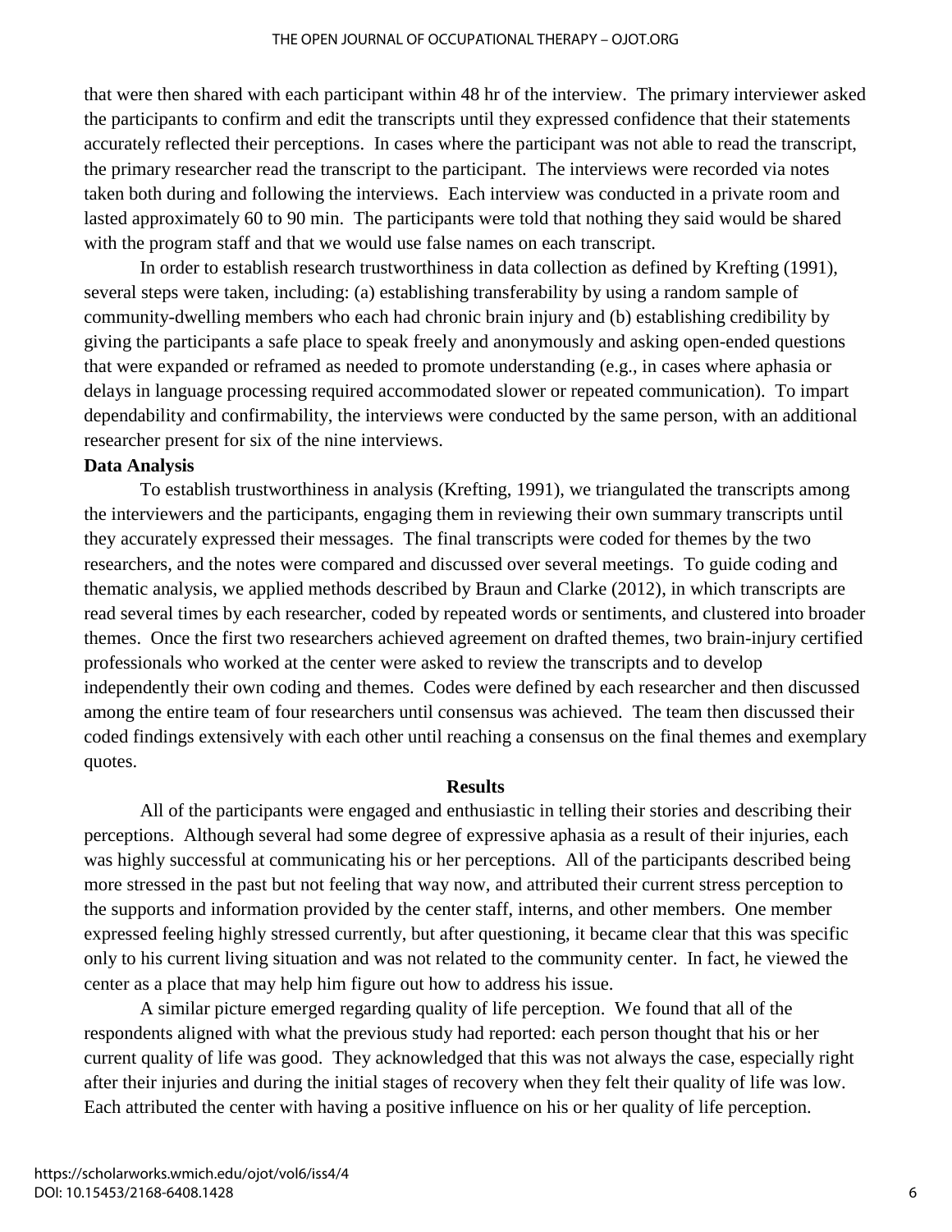that were then shared with each participant within 48 hr of the interview. The primary interviewer asked the participants to confirm and edit the transcripts until they expressed confidence that their statements accurately reflected their perceptions. In cases where the participant was not able to read the transcript, the primary researcher read the transcript to the participant. The interviews were recorded via notes taken both during and following the interviews. Each interview was conducted in a private room and lasted approximately 60 to 90 min. The participants were told that nothing they said would be shared with the program staff and that we would use false names on each transcript.

In order to establish research trustworthiness in data collection as defined by Krefting (1991), several steps were taken, including: (a) establishing transferability by using a random sample of community-dwelling members who each had chronic brain injury and (b) establishing credibility by giving the participants a safe place to speak freely and anonymously and asking open-ended questions that were expanded or reframed as needed to promote understanding (e.g., in cases where aphasia or delays in language processing required accommodated slower or repeated communication). To impart dependability and confirmability, the interviews were conducted by the same person, with an additional researcher present for six of the nine interviews.

**Data Analysis**

To establish trustworthiness in analysis (Krefting, 1991), we triangulated the transcripts among the interviewers and the participants, engaging them in reviewing their own summary transcripts until they accurately expressed their messages. The final transcripts were coded for themes by the two researchers, and the notes were compared and discussed over several meetings. To guide coding and thematic analysis, we applied methods described by Braun and Clarke (2012), in which transcripts are read several times by each researcher, coded by repeated words or sentiments, and clustered into broader themes. Once the first two researchers achieved agreement on drafted themes, two brain-injury certified professionals who worked at the center were asked to review the transcripts and to develop independently their own coding and themes. Codes were defined by each researcher and then discussed among the entire team of four researchers until consensus was achieved. The team then discussed their coded findings extensively with each other until reaching a consensus on the final themes and exemplary quotes.

## Results

All of the participants were engaged and enthusiastic in telling their stories and describing their perceptions. Although several had some degree of expressive aphasia as a result of their injuries, each was highly successful at communicating his or her perceptions. All of the participants described being more stressed in the past but not feeling that way now, and attributed their current stress perception to the supports and information provided by the center staff, interns, and other members. One member expressed feeling highly stressed currently, but after questioning, it became clear that this was specific only to his current living situation and was not related to the community center. In fact, he viewed the center as a place that may help him figure out how to address his issue.

A similar picture emerged regarding quality of life perception. We found that all of the respondents aligned with what the previous study had reported: each person thought that his or her current quality of life was good. They acknowledged that this was not always the case, especially right after their injuries and during the initial stages of recovery when they felt their quality of life was low. Each attributed the center with having a positive influence on his or her quality of life perception.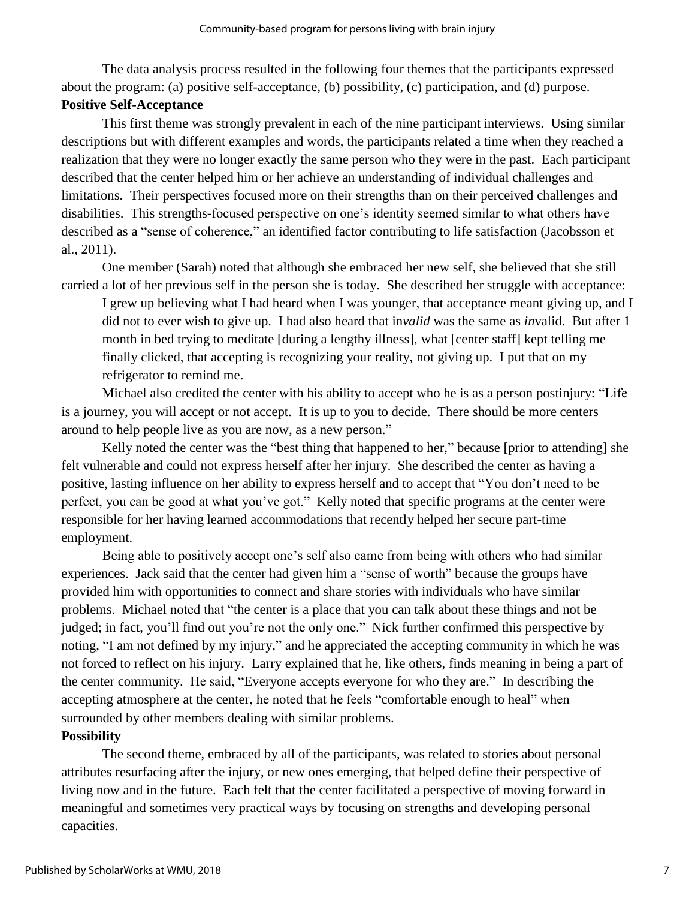The data analysis process resulted in the following four themes that the participants expressed about the program: (a) positive self-acceptance, (b) possibility, (c) participation, and (d) purpose.

**Positive Self-Acceptance**

This first theme was strongly prevalent in each of the nine participant interviews. Using similar descriptions but with different examples and words, the participants related a time when they reached a realization that they were no longer exactly the same person who they were in the past. Each participant described that the center helped him or her achieve an understanding of individual challenges and limitations. Their perspectives focused more on their strengths than on their perceived challenges and disabilities. This strengths-focused perspective on one's identity seemed similar to what others have described as a "sense of coherence," an identified factor contributing to life satisfaction (Jacobsson et al., 2011).

One member (Sarah) noted that although she embraced her new self, she believed that she still carried a lot of her previous self in the person she is today. She described her struggle with acceptance:

> I grew up believing what I had heard when I was younger, that acceptance meant giving up, and I did not to ever wish to give up. I had also heard that in*valid* was the same as *in*valid. But after 1 month in bed trying to meditate [during a lengthy illness], what [center staff] kept telling me finally clicked, that accepting is recognizing your reality, not giving up. I put that on my refrigerator to remind me.

Michael also credited the center with his ability to accept who he is as a person postinjury: "Life is a journey, you will accept or not accept. It is up to you to decide. There should be more centers around to help people live as you are now, as a new person."

Kelly noted the center was the "best thing that happened to her," because [prior to attending] she felt vulnerable and could not express herself after her injury. She described the center as having a positive, lasting influence on her ability to express herself and to accept that "You don't need to be perfect, you can be good at what you've got." Kelly noted that specific programs at the center were responsible for her having learned accommodations that recently helped her secure part-time employment.

Being able to positively accept one's self also came from being with others who had similar experiences. Jack said that the center had given him a "sense of worth" because the groups have provided him with opportunities to connect and share stories with individuals who have similar problems. Michael noted that "the center is a place that you can talk about these things and not be judged; in fact, you'll find out you're not the only one." Nick further confirmed this perspective by noting, "I am not defined by my injury," and he appreciated the accepting community in which he was not forced to reflect on his injury. Larry explained that he, like others, finds meaning in being a part of the center community. He said, "Everyone accepts everyone for who they are." In describing the accepting atmosphere at the center, he noted that he feels "comfortable enough to heal" when surrounded by other members dealing with similar problems.

**Possibility**

The second theme, embraced by all of the participants, was related to stories about personal attributes resurfacing after the injury, or new ones emerging, that helped define their perspective of living now and in the future. Each felt that the center facilitated a perspective of moving forward in meaningful and sometimes very practical ways by focusing on strengths and developing personal capacities.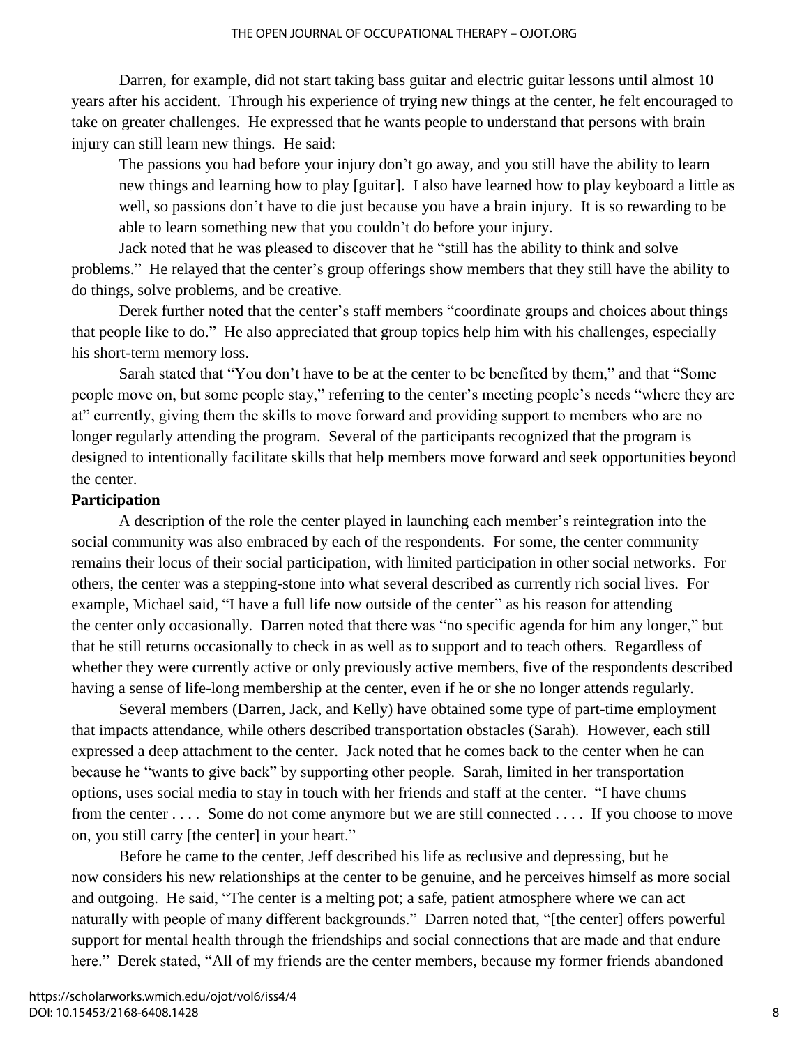Darren, for example, did not start taking bass guitar and electric guitar lessons until almost 10 years after his accident. Through his experience of trying new things at the center, he felt encouraged to take on greater challenges. He expressed that he wants people to understand that persons with brain injury can still learn new things. He said:

> The passions you had before your injury don't go away, and you still have the ability to learn new things and learning how to play [guitar]. I also have learned how to play keyboard a little as well, so passions don't have to die just because you have a brain injury. It is so rewarding to be able to learn something new that you couldn't do before your injury.

Jack noted that he was pleased to discover that he "still has the ability to think and solve problems." He relayed that the center's group offerings show members that they still have the ability to do things, solve problems, and be creative.

Derek further noted that the center's staff members "coordinate groups and choices about things that people like to do." He also appreciated that group topics help him with his challenges, especially his short-term memory loss.

Sarah stated that "You don't have to be at the center to be benefited by them," and that "Some people move on, but some people stay," referring to the center's meeting people's needs "where they are at" currently, giving them the skills to move forward and providing support to members who are no longer regularly attending the program. Several of the participants recognized that the program is designed to intentionally facilitate skills that help members move forward and seek opportunities beyond the center.

**Participation**

A description of the role the center played in launching each member's reintegration into the social community was also embraced by each of the respondents. For some, the center community remains their locus of their social participation, with limited participation in other social networks. For others, the center was a stepping-stone into what several described as currently rich social lives. For example, Michael said, "I have a full life now outside of the center" as his reason for attending the center only occasionally. Darren noted that there was "no specific agenda for him any longer," but that he still returns occasionally to check in as well as to support and to teach others. Regardless of whether they were currently active or only previously active members, five of the respondents described having a sense of life-long membership at the center, even if he or she no longer attends regularly.

Several members (Darren, Jack, and Kelly) have obtained some type of part-time employment that impacts attendance, while others described transportation obstacles (Sarah). However, each still expressed a deep attachment to the center. Jack noted that he comes back to the center when he can because he "wants to give back" by supporting other people. Sarah, limited in her transportation options, uses social media to stay in touch with her friends and staff at the center. "I have chums from the center . . . . Some do not come anymore but we are still connected . . . . If you choose to move on, you still carry [the center] in your heart."

Before he came to the center, Jeff described his life as reclusive and depressing, but he now considers his new relationships at the center to be genuine, and he perceives himself as more social and outgoing. He said, "The center is a melting pot; a safe, patient atmosphere where we can act naturally with people of many different backgrounds." Darren noted that, "[the center] offers powerful support for mental health through the friendships and social connections that are made and that endure here." Derek stated, "All of my friends are the center members, because my former friends abandoned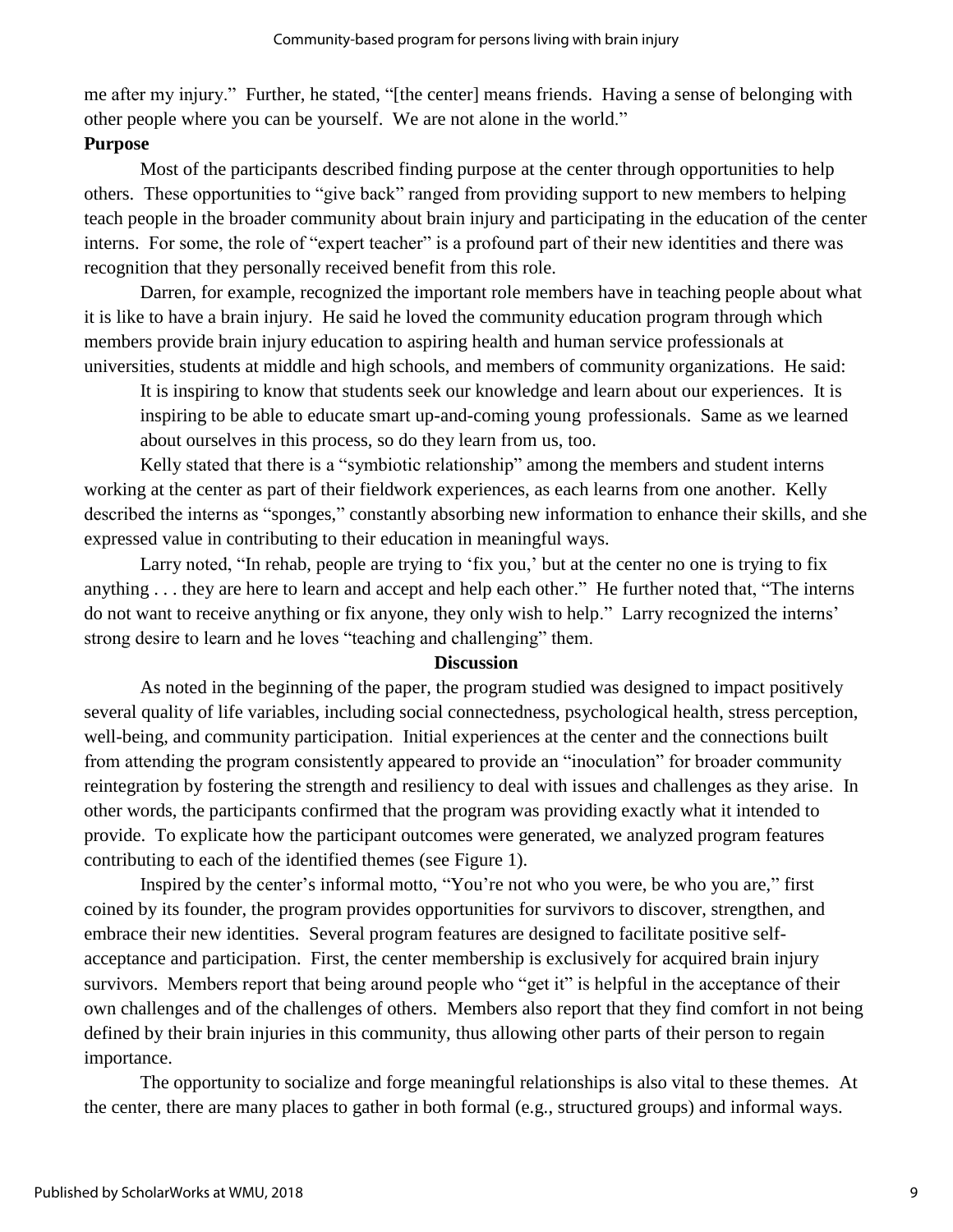me after my injury." Further, he stated, "[the center] means friends. Having a sense of belonging with other people where you can be yourself. We are not alone in the world."

**Purpose**

Most of the participants described finding purpose at the center through opportunities to help others. These opportunities to "give back" ranged from providing support to new members to helping teach people in the broader community about brain injury and participating in the education of the center interns. For some, the role of "expert teacher" is a profound part of their new identities and there was recognition that they personally received benefit from this role.

Darren, for example, recognized the important role members have in teaching people about what it is like to have a brain injury. He said he loved the community education program through which members provide brain injury education to aspiring health and human service professionals at universities, students at middle and high schools, and members of community organizations. He said:

> It is inspiring to know that students seek our knowledge and learn about our experiences. It is inspiring to be able to educate smart up-and-coming young professionals. Same as we learned about ourselves in this process, so do they learn from us, too.

Kelly stated that there is a "symbiotic relationship" among the members and student interns working at the center as part of their fieldwork experiences, as each learns from one another. Kelly described the interns as "sponges," constantly absorbing new information to enhance their skills, and she expressed value in contributing to their education in meaningful ways.

Larry noted, "In rehab, people are trying to 'fix you,' but at the center no one is trying to fix anything . . . they are here to learn and accept and help each other." He further noted that, "The interns do not want to receive anything or fix anyone, they only wish to help." Larry recognized the interns' strong desire to learn and he loves "teaching and challenging" them.

## Discussion

As noted in the beginning of the paper, the program studied was designed to impact positively several quality of life variables, including social connectedness, psychological health, stress perception, well-being, and community participation. Initial experiences at the center and the connections built from attending the program consistently appeared to provide an "inoculation" for broader community reintegration by fostering the strength and resiliency to deal with issues and challenges as they arise. In other words, the participants confirmed that the program was providing exactly what it intended to provide. To explicate how the participant outcomes were generated, we analyzed program features contributing to each of the identified themes (see Figure 1).

Inspired by the center's informal motto, "You're not who you were, be who you are," first coined by its founder, the program provides opportunities for survivors to discover, strengthen, and embrace their new identities. Several program features are designed to facilitate positive self-acceptance and participation. First, the center membership is exclusively for acquired brain injury survivors. Members report that being around people who "get it" is helpful in the acceptance of their own challenges and of the challenges of others. Members also report that they find comfort in not being defined by their brain injuries in this community, thus allowing other parts of their person to regain importance.

The opportunity to socialize and forge meaningful relationships is also vital to these themes. At the center, there are many places to gather in both formal (e.g., structured groups) and informal ways.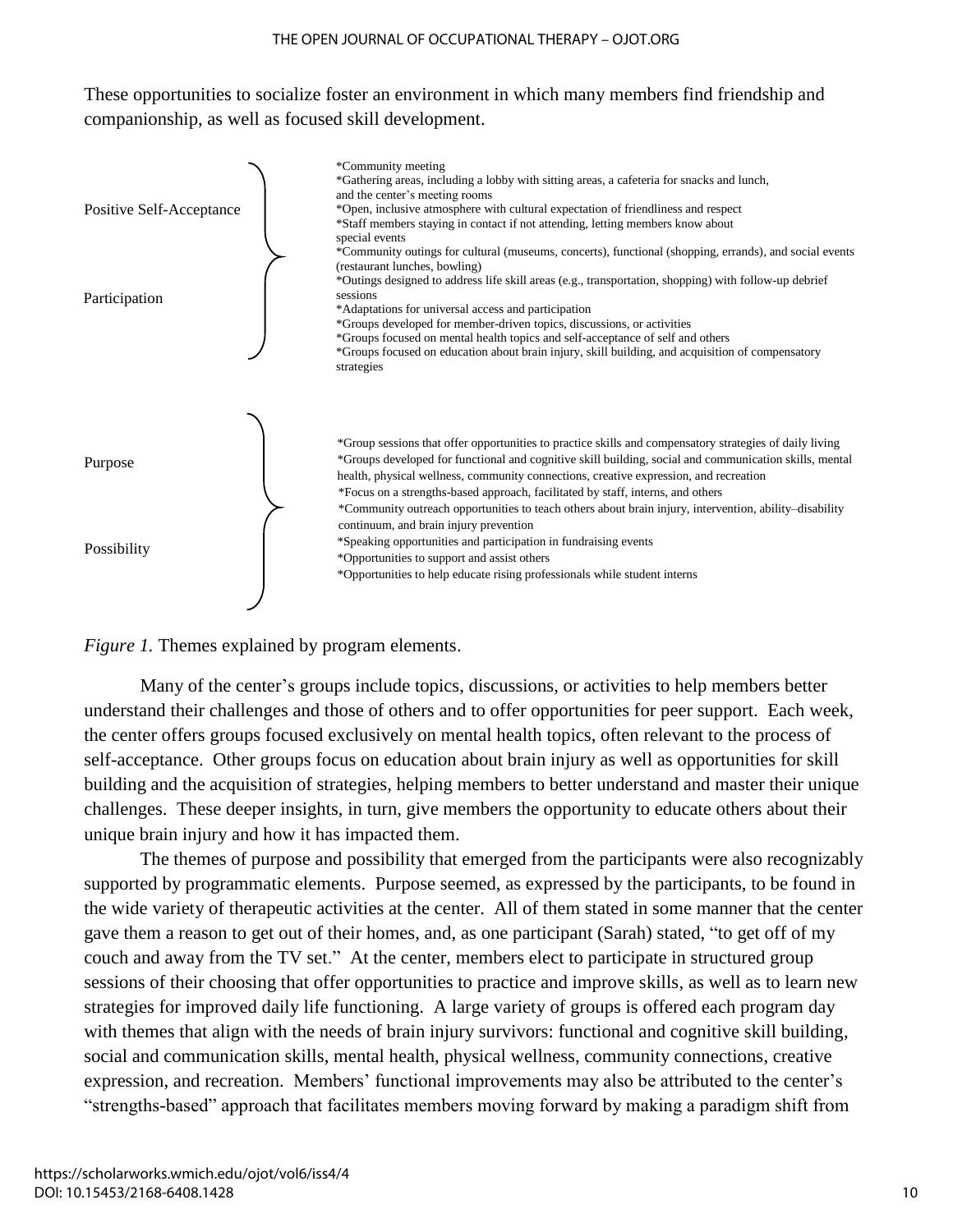These opportunities to socialize foster an environment in which many members find friendship and companionship, as well as focused skill development.

| Themes | Program elements |
| --- | --- |
| Positive Self-Acceptance<br><br>Participation | *Community meeting<br>*Gathering areas, including a lobby with sitting areas, a cafeteria for snacks and lunch, and the center's meeting rooms<br>*Open, inclusive atmosphere with cultural expectation of friendliness and respect<br>*Staff members staying in contact if not attending, letting members know about special events<br>*Community outings for cultural (museums, concerts), functional (shopping, errands), and social events (restaurant lunches, bowling)<br>*Outings designed to address life skill areas (e.g., transportation, shopping) with follow-up debrief sessions<br>*Adaptations for universal access and participation<br>*Groups developed for member-driven topics, discussions, or activities<br>*Groups focused on mental health topics and self-acceptance of self and others<br>*Groups focused on education about brain injury, skill building, and acquisition of compensatory strategies |
| Purpose<br><br>Possibility | *Group sessions that offer opportunities to practice skills and compensatory strategies of daily living<br>*Groups developed for functional and cognitive skill building, social and communication skills, mental health, physical wellness, community connections, creative expression, and recreation<br>*Focus on a strengths-based approach, facilitated by staff, interns, and others<br>*Community outreach opportunities to teach others about brain injury, intervention, ability–disability continuum, and brain injury prevention<br>*Speaking opportunities and participation in fundraising events<br>*Opportunities to support and assist others<br>*Opportunities to help educate rising professionals while student interns |

*Figure 1.* Themes explained by program elements.

Many of the center's groups include topics, discussions, or activities to help members better understand their challenges and those of others and to offer opportunities for peer support. Each week, the center offers groups focused exclusively on mental health topics, often relevant to the process of self-acceptance. Other groups focus on education about brain injury as well as opportunities for skill building and the acquisition of strategies, helping members to better understand and master their unique challenges. These deeper insights, in turn, give members the opportunity to educate others about their unique brain injury and how it has impacted them.

The themes of purpose and possibility that emerged from the participants were also recognizably supported by programmatic elements. Purpose seemed, as expressed by the participants, to be found in the wide variety of therapeutic activities at the center. All of them stated in some manner that the center gave them a reason to get out of their homes, and, as one participant (Sarah) stated, "to get off of my couch and away from the TV set." At the center, members elect to participate in structured group sessions of their choosing that offer opportunities to practice and improve skills, as well as to learn new strategies for improved daily life functioning. A large variety of groups is offered each program day with themes that align with the needs of brain injury survivors: functional and cognitive skill building, social and communication skills, mental health, physical wellness, community connections, creative expression, and recreation. Members' functional improvements may also be attributed to the center's "strengths-based" approach that facilitates members moving forward by making a paradigm shift from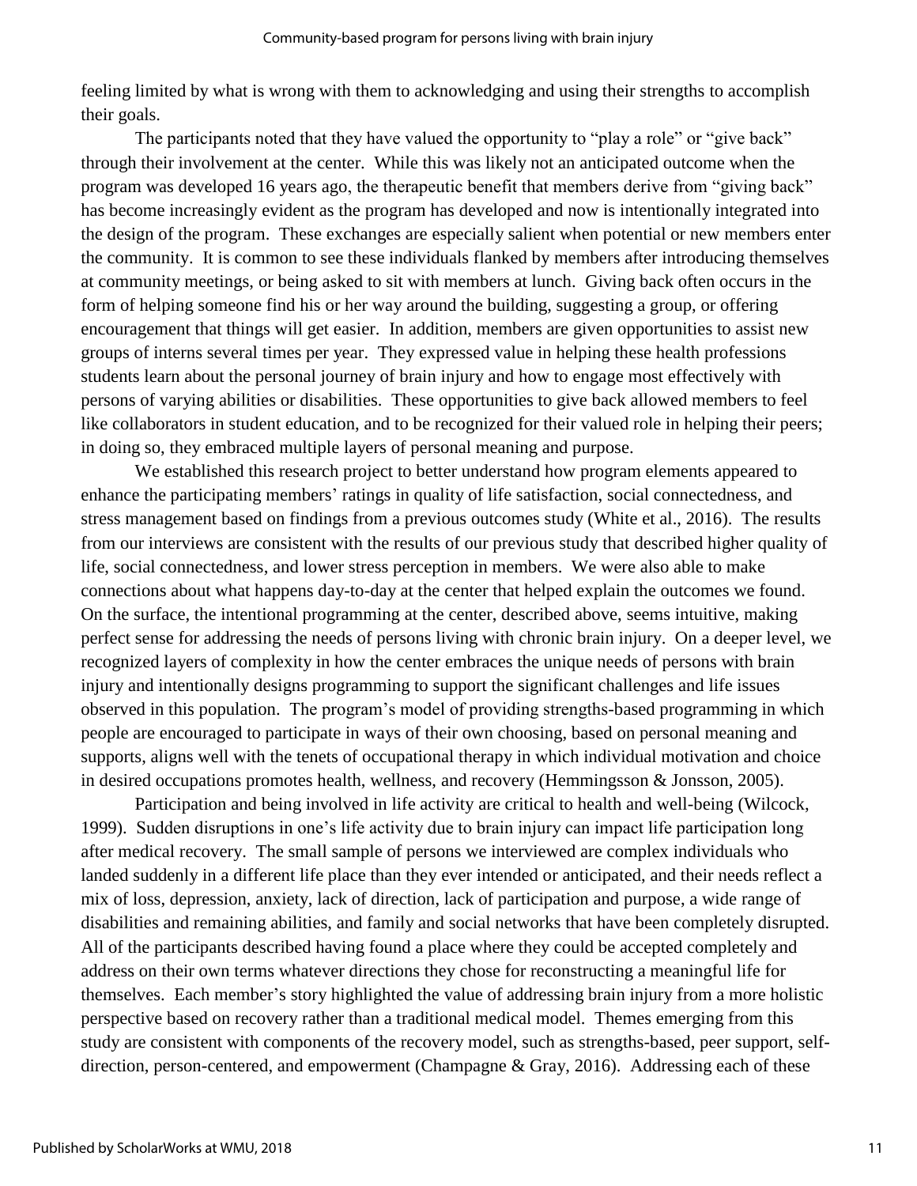feeling limited by what is wrong with them to acknowledging and using their strengths to accomplish their goals.

The participants noted that they have valued the opportunity to "play a role" or "give back" through their involvement at the center. While this was likely not an anticipated outcome when the program was developed 16 years ago, the therapeutic benefit that members derive from "giving back" has become increasingly evident as the program has developed and now is intentionally integrated into the design of the program. These exchanges are especially salient when potential or new members enter the community. It is common to see these individuals flanked by members after introducing themselves at community meetings, or being asked to sit with members at lunch. Giving back often occurs in the form of helping someone find his or her way around the building, suggesting a group, or offering encouragement that things will get easier. In addition, members are given opportunities to assist new groups of interns several times per year. They expressed value in helping these health professions students learn about the personal journey of brain injury and how to engage most effectively with persons of varying abilities or disabilities. These opportunities to give back allowed members to feel like collaborators in student education, and to be recognized for their valued role in helping their peers; in doing so, they embraced multiple layers of personal meaning and purpose.

We established this research project to better understand how program elements appeared to enhance the participating members' ratings in quality of life satisfaction, social connectedness, and stress management based on findings from a previous outcomes study (White et al., 2016). The results from our interviews are consistent with the results of our previous study that described higher quality of life, social connectedness, and lower stress perception in members. We were also able to make connections about what happens day-to-day at the center that helped explain the outcomes we found. On the surface, the intentional programming at the center, described above, seems intuitive, making perfect sense for addressing the needs of persons living with chronic brain injury. On a deeper level, we recognized layers of complexity in how the center embraces the unique needs of persons with brain injury and intentionally designs programming to support the significant challenges and life issues observed in this population. The program's model of providing strengths-based programming in which people are encouraged to participate in ways of their own choosing, based on personal meaning and supports, aligns well with the tenets of occupational therapy in which individual motivation and choice in desired occupations promotes health, wellness, and recovery (Hemmingsson & Jonsson, 2005).

Participation and being involved in life activity are critical to health and well-being (Wilcock, 1999). Sudden disruptions in one's life activity due to brain injury can impact life participation long after medical recovery. The small sample of persons we interviewed are complex individuals who landed suddenly in a different life place than they ever intended or anticipated, and their needs reflect a mix of loss, depression, anxiety, lack of direction, lack of participation and purpose, a wide range of disabilities and remaining abilities, and family and social networks that have been completely disrupted. All of the participants described having found a place where they could be accepted completely and address on their own terms whatever directions they chose for reconstructing a meaningful life for themselves. Each member's story highlighted the value of addressing brain injury from a more holistic perspective based on recovery rather than a traditional medical model. Themes emerging from this study are consistent with components of the recovery model, such as strengths-based, peer support, self-direction, person-centered, and empowerment (Champagne & Gray, 2016). Addressing each of these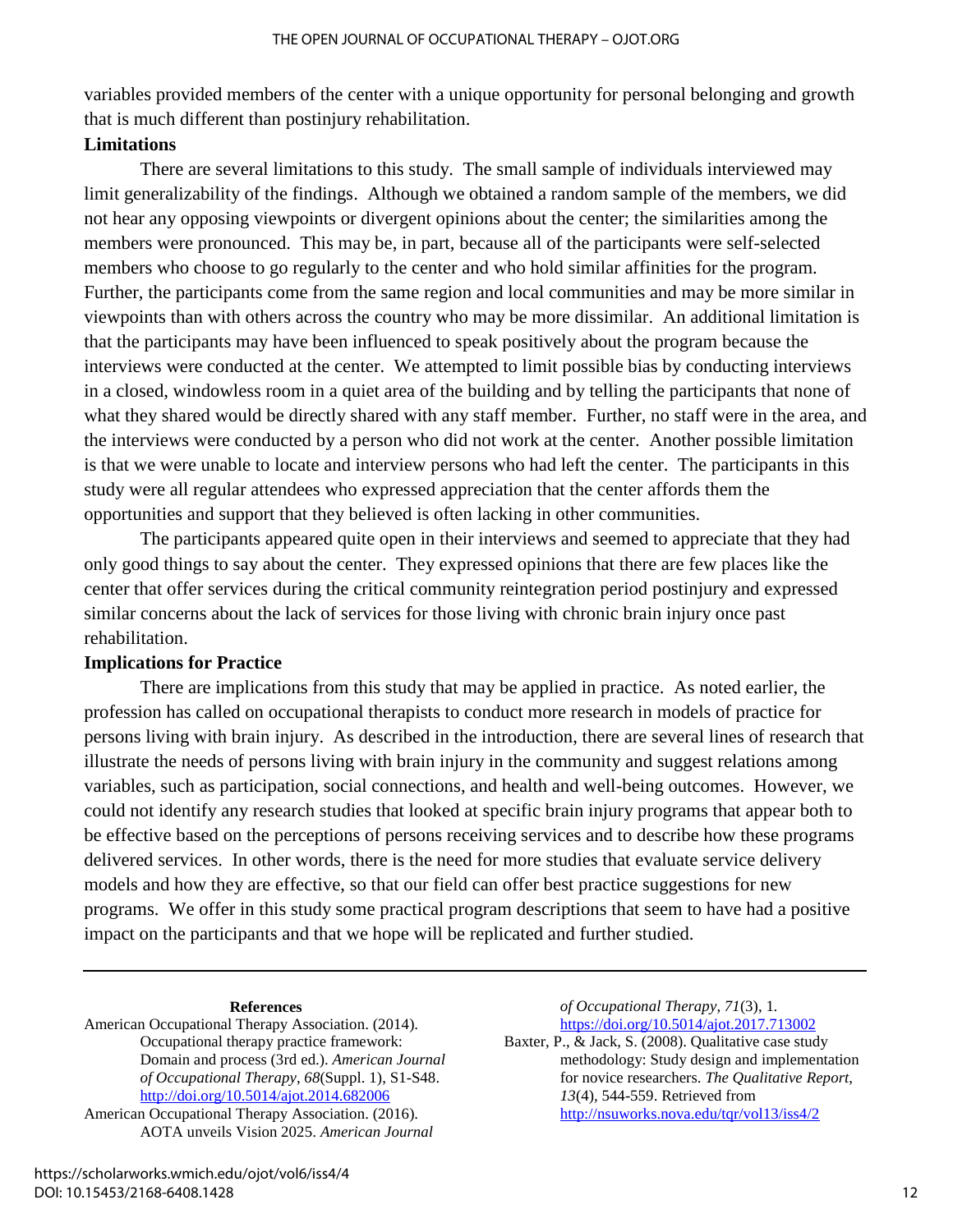variables provided members of the center with a unique opportunity for personal belonging and growth that is much different than postinjury rehabilitation.

### Limitations

There are several limitations to this study. The small sample of individuals interviewed may limit generalizability of the findings. Although we obtained a random sample of the members, we did not hear any opposing viewpoints or divergent opinions about the center; the similarities among the members were pronounced. This may be, in part, because all of the participants were self-selected members who choose to go regularly to the center and who hold similar affinities for the program. Further, the participants come from the same region and local communities and may be more similar in viewpoints than with others across the country who may be more dissimilar. An additional limitation is that the participants may have been influenced to speak positively about the program because the interviews were conducted at the center. We attempted to limit possible bias by conducting interviews in a closed, windowless room in a quiet area of the building and by telling the participants that none of what they shared would be directly shared with any staff member. Further, no staff were in the area, and the interviews were conducted by a person who did not work at the center. Another possible limitation is that we were unable to locate and interview persons who had left the center. The participants in this study were all regular attendees who expressed appreciation that the center affords them the opportunities and support that they believed is often lacking in other communities.

The participants appeared quite open in their interviews and seemed to appreciate that they had only good things to say about the center. They expressed opinions that there are few places like the center that offer services during the critical community reintegration period postinjury and expressed similar concerns about the lack of services for those living with chronic brain injury once past rehabilitation.

### Implications for Practice

There are implications from this study that may be applied in practice. As noted earlier, the profession has called on occupational therapists to conduct more research in models of practice for persons living with brain injury. As described in the introduction, there are several lines of research that illustrate the needs of persons living with brain injury in the community and suggest relations among variables, such as participation, social connections, and health and well-being outcomes. However, we could not identify any research studies that looked at specific brain injury programs that appear both to be effective based on the perceptions of persons receiving services and to describe how these programs delivered services. In other words, there is the need for more studies that evaluate service delivery models and how they are effective, so that our field can offer best practice suggestions for new programs. We offer in this study some practical program descriptions that seem to have had a positive impact on the participants and that we hope will be replicated and further studied.

---

### References

American Occupational Therapy Association. (2014). Occupational therapy practice framework: Domain and process (3rd ed.). *American Journal of Occupational Therapy*, *68*(Suppl. 1), S1-S48. http://doi.org/10.5014/ajot.2014.682006

American Occupational Therapy Association. (2016). AOTA unveils Vision 2025. *American Journal of Occupational Therapy*, *71*(3), 1. https://doi.org/10.5014/ajot.2017.713002

Baxter, P., & Jack, S. (2008). Qualitative case study methodology: Study design and implementation for novice researchers. *The Qualitative Report*, *13*(4), 544-559. Retrieved from http://nsuworks.nova.edu/tqr/vol13/iss4/2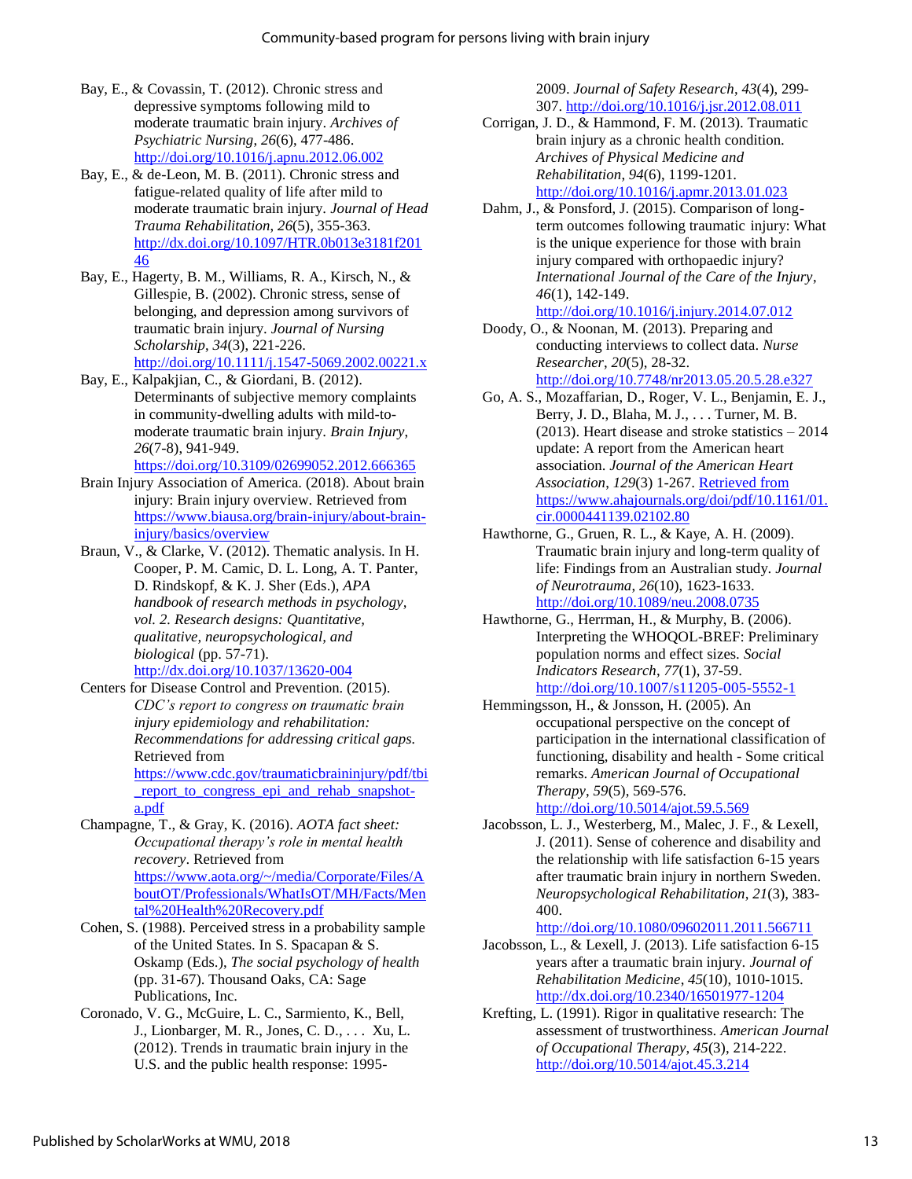Bay, E., & Covassin, T. (2012). Chronic stress and depressive symptoms following mild to moderate traumatic brain injury. *Archives of Psychiatric Nursing*, *26*(6), 477-486. http://doi.org/10.1016/j.apnu.2012.06.002

Bay, E., & de-Leon, M. B. (2011). Chronic stress and fatigue-related quality of life after mild to moderate traumatic brain injury. *Journal of Head Trauma Rehabilitation*, *26*(5), 355-363. http://dx.doi.org/10.1097/HTR.0b013e3181f20146

Bay, E., Hagerty, B. M., Williams, R. A., Kirsch, N., & Gillespie, B. (2002). Chronic stress, sense of belonging, and depression among survivors of traumatic brain injury. *Journal of Nursing Scholarship*, *34*(3), 221-226. http://doi.org/10.1111/j.1547-5069.2002.00221.x

Bay, E., Kalpakjian, C., & Giordani, B. (2012). Determinants of subjective memory complaints in community-dwelling adults with mild-to-moderate traumatic brain injury. *Brain Injury*, *26*(7-8), 941-949. https://doi.org/10.3109/02699052.2012.666365

Brain Injury Association of America. (2018). About brain injury: Brain injury overview. Retrieved from https://www.biausa.org/brain-injury/about-brain-injury/basics/overview

Braun, V., & Clarke, V. (2012). Thematic analysis. In H. Cooper, P. M. Camic, D. L. Long, A. T. Panter, D. Rindskopf, & K. J. Sher (Eds.), *APA handbook of research methods in psychology, vol. 2. Research designs: Quantitative, qualitative, neuropsychological, and biological* (pp. 57-71). http://dx.doi.org/10.1037/13620-004

Centers for Disease Control and Prevention. (2015). *CDC's report to congress on traumatic brain injury epidemiology and rehabilitation: Recommendations for addressing critical gaps.* Retrieved from https://www.cdc.gov/traumaticbraininjury/pdf/tbi_report_to_congress_epi_and_rehab_snapshot-a.pdf

Champagne, T., & Gray, K. (2016). *AOTA fact sheet: Occupational therapy's role in mental health recovery*. Retrieved from https://www.aota.org/~/media/Corporate/Files/AboutOT/Professionals/WhatIsOT/MH/Facts/Mental%20Health%20Recovery.pdf

Cohen, S. (1988). Perceived stress in a probability sample of the United States. In S. Spacapan & S. Oskamp (Eds.), *The social psychology of health* (pp. 31-67). Thousand Oaks, CA: Sage Publications, Inc.

Coronado, V. G., McGuire, L. C., Sarmiento, K., Bell, J., Lionbarger, M. R., Jones, C. D., . . . Xu, L. (2012). Trends in traumatic brain injury in the U.S. and the public health response: 1995-2009. *Journal of Safety Research*, *43*(4), 299-307. http://doi.org/10.1016/j.jsr.2012.08.011

Corrigan, J. D., & Hammond, F. M. (2013). Traumatic brain injury as a chronic health condition. *Archives of Physical Medicine and Rehabilitation*, *94*(6), 1199-1201. http://doi.org/10.1016/j.apmr.2013.01.023

Dahm, J., & Ponsford, J. (2015). Comparison of long-term outcomes following traumatic injury: What is the unique experience for those with brain injury compared with orthopaedic injury? *International Journal of the Care of the Injury*, *46*(1), 142-149. http://doi.org/10.1016/j.injury.2014.07.012

Doody, O., & Noonan, M. (2013). Preparing and conducting interviews to collect data. *Nurse Researcher*, *20*(5), 28-32. http://doi.org/10.7748/nr2013.05.20.5.28.e327

Go, A. S., Mozaffarian, D., Roger, V. L., Benjamin, E. J., Berry, J. D., Blaha, M. J., . . . Turner, M. B. (2013). Heart disease and stroke statistics – 2014 update: A report from the American heart association. *Journal of the American Heart Association*, *129*(3) 1-267. Retrieved from https://www.ahajournals.org/doi/pdf/10.1161/01.cir.0000441139.02102.80

Hawthorne, G., Gruen, R. L., & Kaye, A. H. (2009). Traumatic brain injury and long-term quality of life: Findings from an Australian study. *Journal of Neurotrauma*, *26*(10), 1623-1633. http://doi.org/10.1089/neu.2008.0735

Hawthorne, G., Herrman, H., & Murphy, B. (2006). Interpreting the WHOQOL-BREF: Preliminary population norms and effect sizes. *Social Indicators Research*, *77*(1), 37-59. http://doi.org/10.1007/s11205-005-5552-1

Hemmingsson, H., & Jonsson, H. (2005). An occupational perspective on the concept of participation in the international classification of functioning, disability and health - Some critical remarks. *American Journal of Occupational Therapy*, *59*(5), 569-576. http://doi.org/10.5014/ajot.59.5.569

Jacobsson, L. J., Westerberg, M., Malec, J. F., & Lexell, J. (2011). Sense of coherence and disability and the relationship with life satisfaction 6-15 years after traumatic brain injury in northern Sweden. *Neuropsychological Rehabilitation*, *21*(3), 383-400. http://doi.org/10.1080/09602011.2011.566711

Jacobsson, L., & Lexell, J. (2013). Life satisfaction 6-15 years after a traumatic brain injury. *Journal of Rehabilitation Medicine*, *45*(10), 1010-1015. http://dx.doi.org/10.2340/16501977-1204

Krefting, L. (1991). Rigor in qualitative research: The assessment of trustworthiness. *American Journal of Occupational Therapy*, *45*(3), 214-222. http://doi.org/10.5014/ajot.45.3.214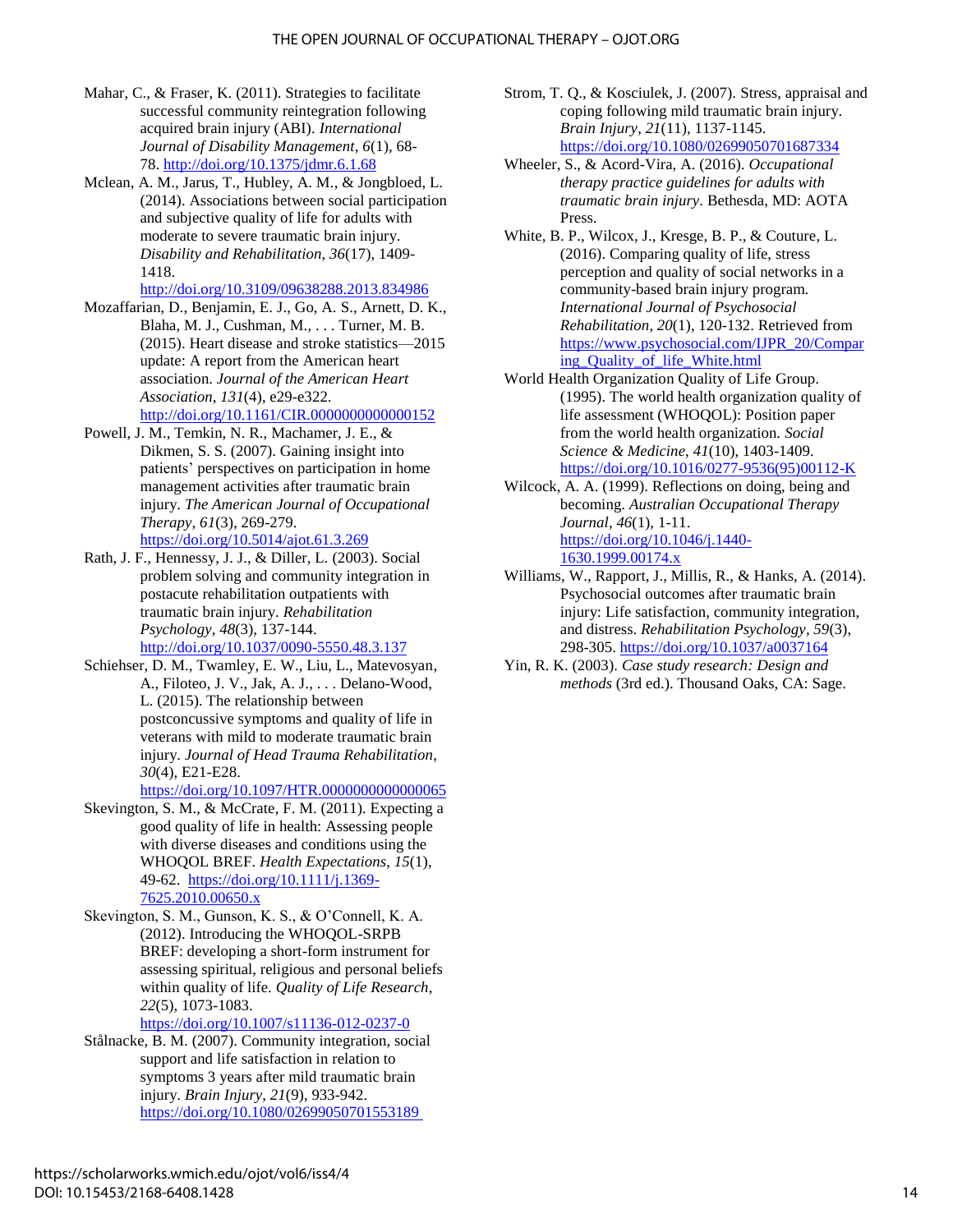Mahar, C., & Fraser, K. (2011). Strategies to facilitate successful community reintegration following acquired brain injury (ABI). *International Journal of Disability Management*, *6*(1), 68-78. http://doi.org/10.1375/jdmr.6.1.68

Mclean, A. M., Jarus, T., Hubley, A. M., & Jongbloed, L. (2014). Associations between social participation and subjective quality of life for adults with moderate to severe traumatic brain injury. *Disability and Rehabilitation*, *36*(17), 1409-1418. http://doi.org/10.3109/09638288.2013.834986

Mozaffarian, D., Benjamin, E. J., Go, A. S., Arnett, D. K., Blaha, M. J., Cushman, M., . . . Turner, M. B. (2015). Heart disease and stroke statistics—2015 update: A report from the American heart association. *Journal of the American Heart Association*, *131*(4), e29-e322. http://doi.org/10.1161/CIR.0000000000000152

Powell, J. M., Temkin, N. R., Machamer, J. E., & Dikmen, S. S. (2007). Gaining insight into patients' perspectives on participation in home management activities after traumatic brain injury. *The American Journal of Occupational Therapy*, *61*(3), 269-279. https://doi.org/10.5014/ajot.61.3.269

Rath, J. F., Hennessy, J. J., & Diller, L. (2003). Social problem solving and community integration in postacute rehabilitation outpatients with traumatic brain injury. *Rehabilitation Psychology*, *48*(3), 137-144. http://doi.org/10.1037/0090-5550.48.3.137

Schiehser, D. M., Twamley, E. W., Liu, L., Matevosyan, A., Filoteo, J. V., Jak, A. J., . . . Delano-Wood, L. (2015). The relationship between postconcussive symptoms and quality of life in veterans with mild to moderate traumatic brain injury. *Journal of Head Trauma Rehabilitation*, *30*(4), E21-E28. https://doi.org/10.1097/HTR.0000000000000065

Skevington, S. M., & McCrate, F. M. (2011). Expecting a good quality of life in health: Assessing people with diverse diseases and conditions using the WHOQOL BREF. *Health Expectations*, *15*(1), 49-62. https://doi.org/10.1111/j.1369-7625.2010.00650.x

Skevington, S. M., Gunson, K. S., & O'Connell, K. A. (2012). Introducing the WHOQOL-SRPB BREF: developing a short-form instrument for assessing spiritual, religious and personal beliefs within quality of life. *Quality of Life Research*, *22*(5), 1073-1083. https://doi.org/10.1007/s11136-012-0237-0

Stålnacke, B. M. (2007). Community integration, social support and life satisfaction in relation to symptoms 3 years after mild traumatic brain injury. *Brain Injury*, *21*(9), 933-942. https://doi.org/10.1080/02699050701553189

Strom, T. Q., & Kosciulek, J. (2007). Stress, appraisal and coping following mild traumatic brain injury. *Brain Injury*, *21*(11), 1137-1145. https://doi.org/10.1080/02699050701687334

Wheeler, S., & Acord-Vira, A. (2016). *Occupational therapy practice guidelines for adults with traumatic brain injury*. Bethesda, MD: AOTA Press.

White, B. P., Wilcox, J., Kresge, B. P., & Couture, L. (2016). Comparing quality of life, stress perception and quality of social networks in a community-based brain injury program. *International Journal of Psychosocial Rehabilitation*, *20*(1), 120-132. Retrieved from https://www.psychosocial.com/IJPR_20/Comparing_Quality_of_life_White.html

World Health Organization Quality of Life Group. (1995). The world health organization quality of life assessment (WHOQOL): Position paper from the world health organization. *Social Science & Medicine*, *41*(10), 1403-1409. https://doi.org/10.1016/0277-9536(95)00112-K

Wilcock, A. A. (1999). Reflections on doing, being and becoming. *Australian Occupational Therapy Journal*, *46*(1), 1-11. https://doi.org/10.1046/j.1440-1630.1999.00174.x

Williams, W., Rapport, J., Millis, R., & Hanks, A. (2014). Psychosocial outcomes after traumatic brain injury: Life satisfaction, community integration, and distress. *Rehabilitation Psychology*, *59*(3), 298-305. https://doi.org/10.1037/a0037164

Yin, R. K. (2003). *Case study research: Design and methods* (3rd ed.). Thousand Oaks, CA: Sage.